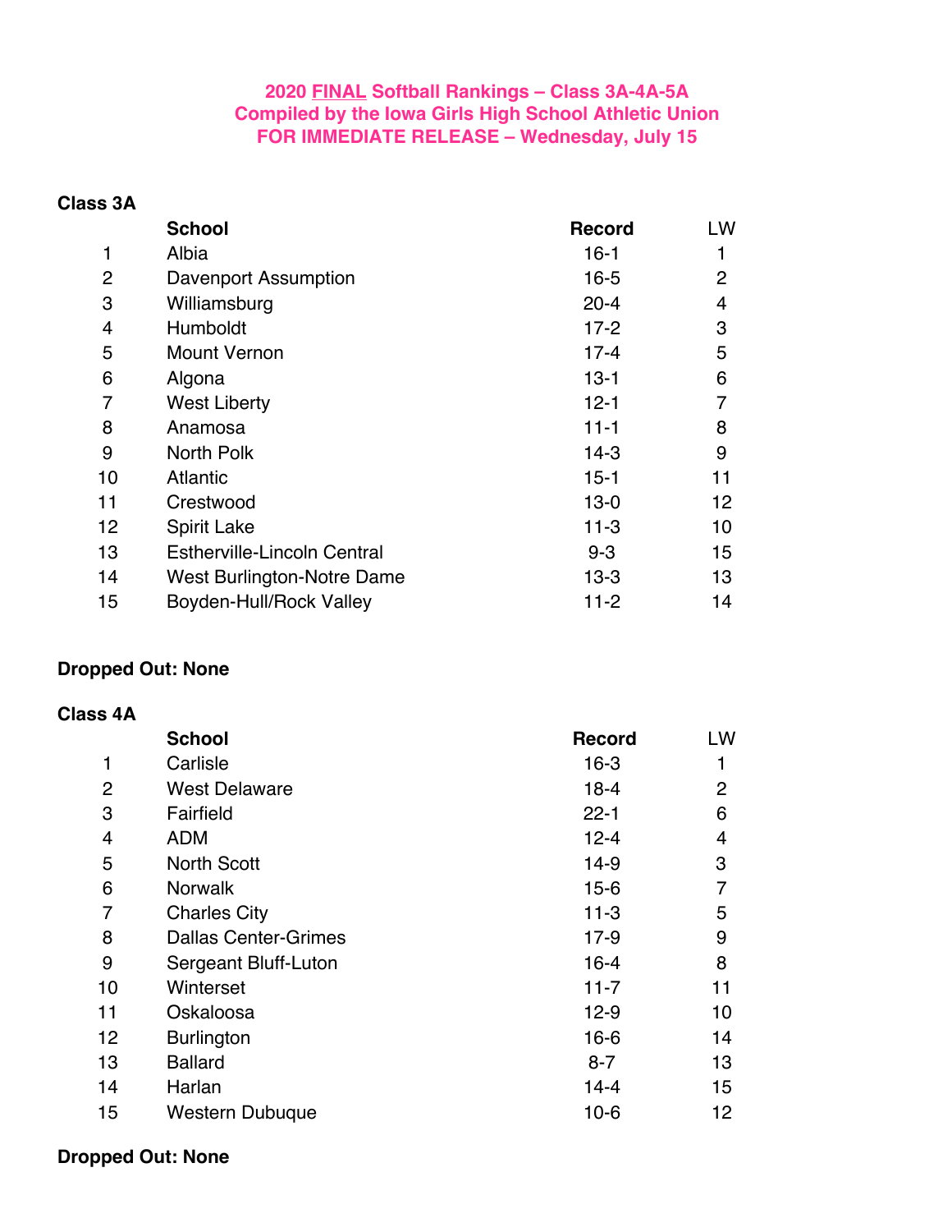# 2020 <u>FINAL</u> Softball Rankings – Class 3A-4A-5A
## Compiled by the Iowa Girls High School Athletic Union
## FOR IMMEDIATE RELEASE – Wednesday, July 15

### Class 3A

| | School | Record | LW |
|---|---|---|---|
| 1 | Albia | 16-1 | 1 |
| 2 | Davenport Assumption | 16-5 | 2 |
| 3 | Williamsburg | 20-4 | 4 |
| 4 | Humboldt | 17-2 | 3 |
| 5 | Mount Vernon | 17-4 | 5 |
| 6 | Algona | 13-1 | 6 |
| 7 | West Liberty | 12-1 | 7 |
| 8 | Anamosa | 11-1 | 8 |
| 9 | North Polk | 14-3 | 9 |
| 10 | Atlantic | 15-1 | 11 |
| 11 | Crestwood | 13-0 | 12 |
| 12 | Spirit Lake | 11-3 | 10 |
| 13 | Estherville-Lincoln Central | 9-3 | 15 |
| 14 | West Burlington-Notre Dame | 13-3 | 13 |
| 15 | Boyden-Hull/Rock Valley | 11-2 | 14 |

**Dropped Out: None**

### Class 4A

| | School | Record | LW |
|---|---|---|---|
| 1 | Carlisle | 16-3 | 1 |
| 2 | West Delaware | 18-4 | 2 |
| 3 | Fairfield | 22-1 | 6 |
| 4 | ADM | 12-4 | 4 |
| 5 | North Scott | 14-9 | 3 |
| 6 | Norwalk | 15-6 | 7 |
| 7 | Charles City | 11-3 | 5 |
| 8 | Dallas Center-Grimes | 17-9 | 9 |
| 9 | Sergeant Bluff-Luton | 16-4 | 8 |
| 10 | Winterset | 11-7 | 11 |
| 11 | Oskaloosa | 12-9 | 10 |
| 12 | Burlington | 16-6 | 14 |
| 13 | Ballard | 8-7 | 13 |
| 14 | Harlan | 14-4 | 15 |
| 15 | Western Dubuque | 10-6 | 12 |

**Dropped Out: None**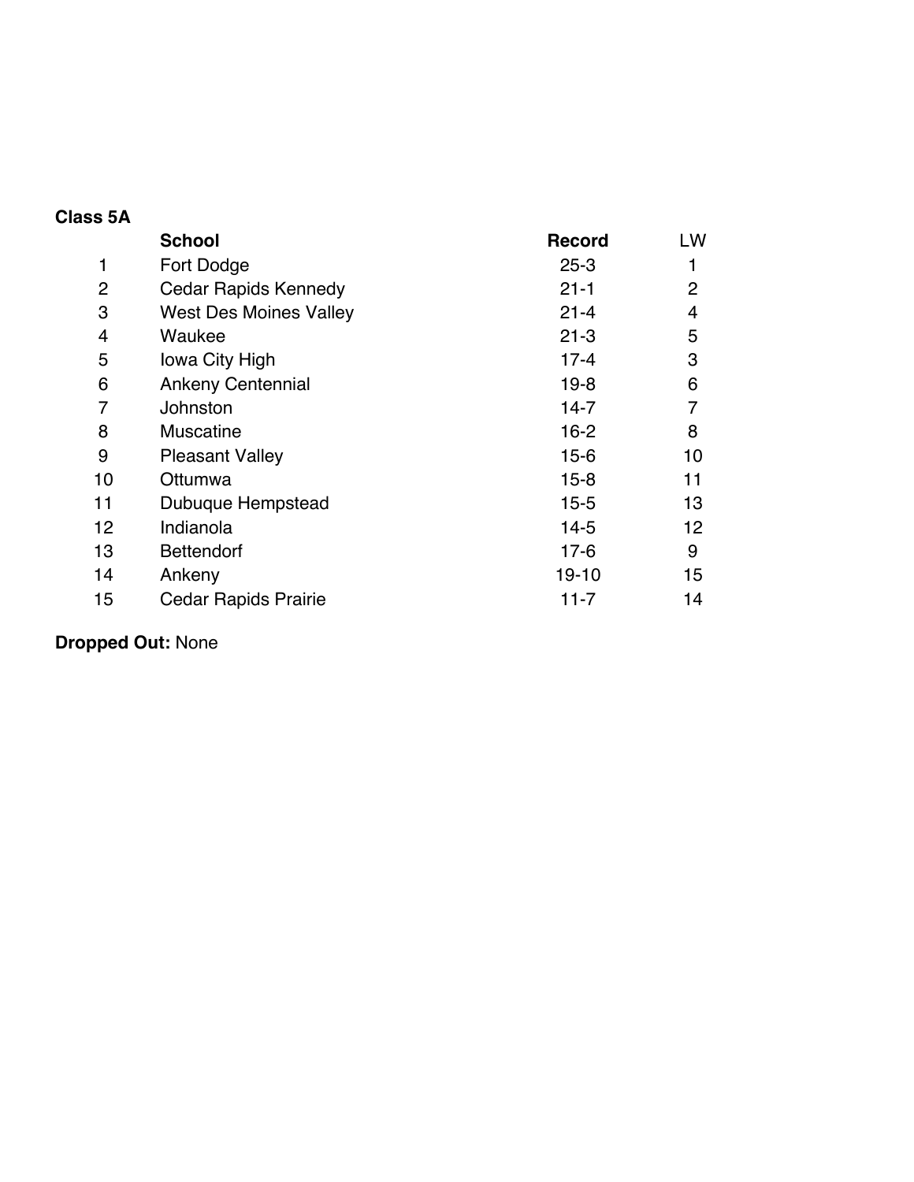**Class 5A**

| | School | Record | LW |
|---|---|---|---|
| 1 | Fort Dodge | 25-3 | 1 |
| 2 | Cedar Rapids Kennedy | 21-1 | 2 |
| 3 | West Des Moines Valley | 21-4 | 4 |
| 4 | Waukee | 21-3 | 5 |
| 5 | Iowa City High | 17-4 | 3 |
| 6 | Ankeny Centennial | 19-8 | 6 |
| 7 | Johnston | 14-7 | 7 |
| 8 | Muscatine | 16-2 | 8 |
| 9 | Pleasant Valley | 15-6 | 10 |
| 10 | Ottumwa | 15-8 | 11 |
| 11 | Dubuque Hempstead | 15-5 | 13 |
| 12 | Indianola | 14-5 | 12 |
| 13 | Bettendorf | 17-6 | 9 |
| 14 | Ankeny | 19-10 | 15 |
| 15 | Cedar Rapids Prairie | 11-7 | 14 |

**Dropped Out:** None